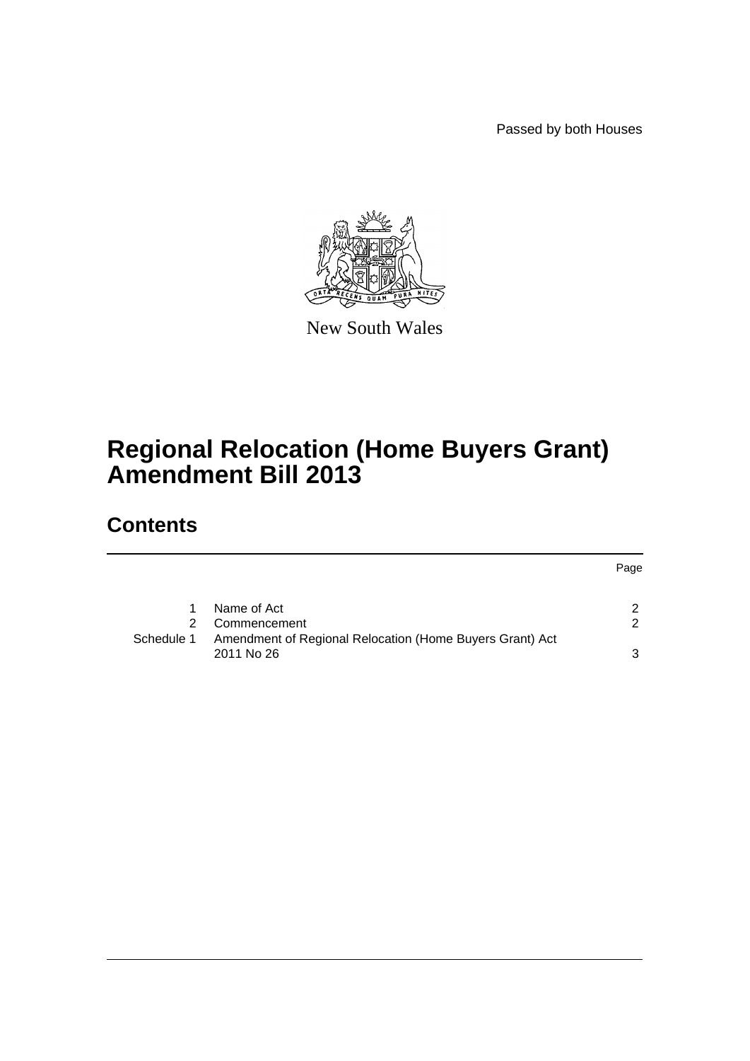Passed by both Houses

New South Wales

# Regional Relocation (Home Buyers Grant) Amendment Bill 2013

## Contents

| | | Page |
|---|---|---|
| 1 | Name of Act | 2 |
| 2 | Commencement | 2 |
| Schedule 1 | Amendment of Regional Relocation (Home Buyers Grant) Act 2011 No 26 | 3 |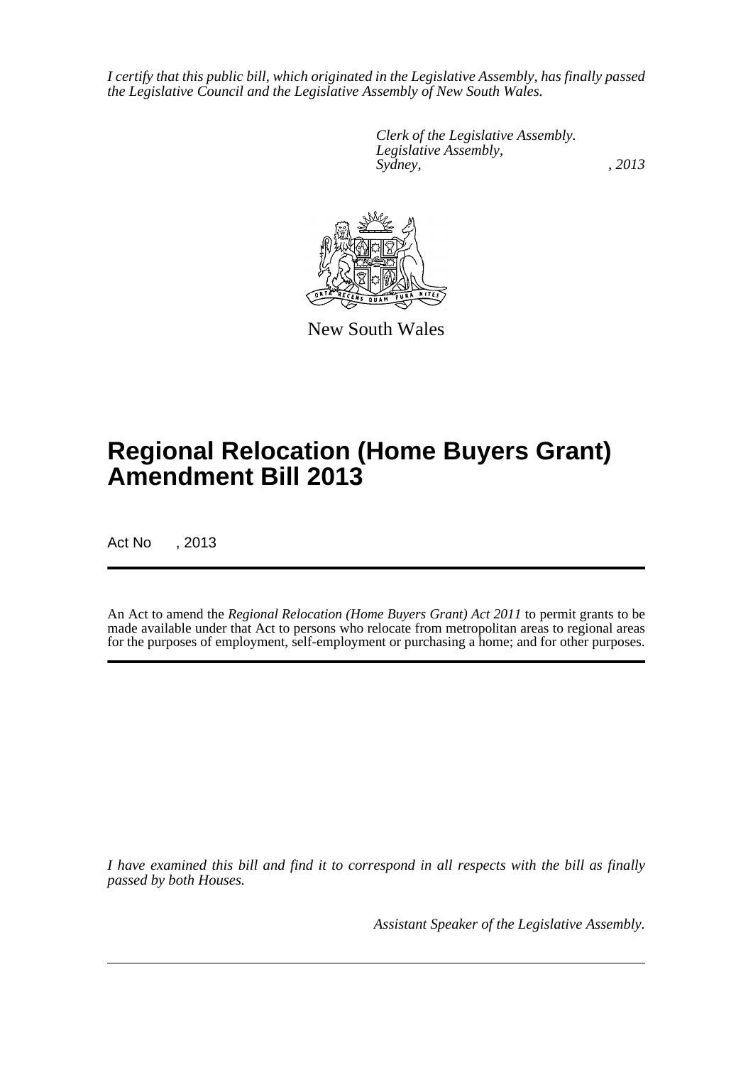*I certify that this public bill, which originated in the Legislative Assembly, has finally passed the Legislative Council and the Legislative Assembly of New South Wales.*

*Clerk of the Legislative Assembly.*
*Legislative Assembly,*
*Sydney, , 2013*

New South Wales

# Regional Relocation (Home Buyers Grant) Amendment Bill 2013

Act No , 2013

An Act to amend the *Regional Relocation (Home Buyers Grant) Act 2011* to permit grants to be made available under that Act to persons who relocate from metropolitan areas to regional areas for the purposes of employment, self-employment or purchasing a home; and for other purposes.

*I have examined this bill and find it to correspond in all respects with the bill as finally passed by both Houses.*

*Assistant Speaker of the Legislative Assembly.*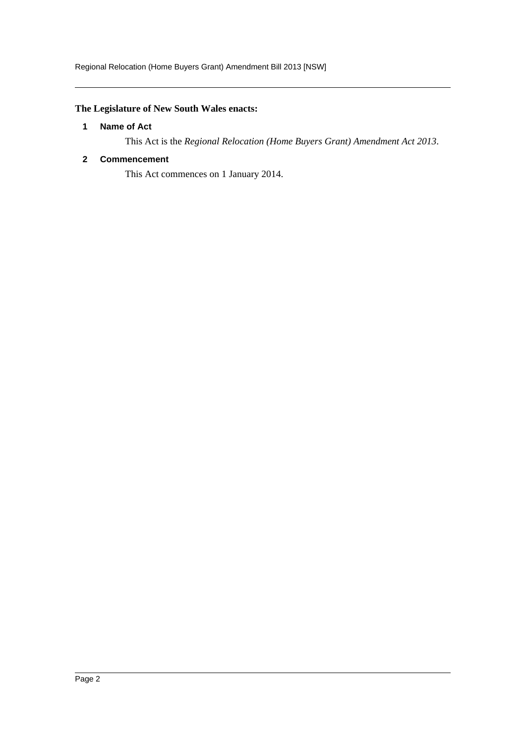**The Legislature of New South Wales enacts:**

**1 Name of Act**

This Act is the *Regional Relocation (Home Buyers Grant) Amendment Act 2013*.

**2 Commencement**

This Act commences on 1 January 2014.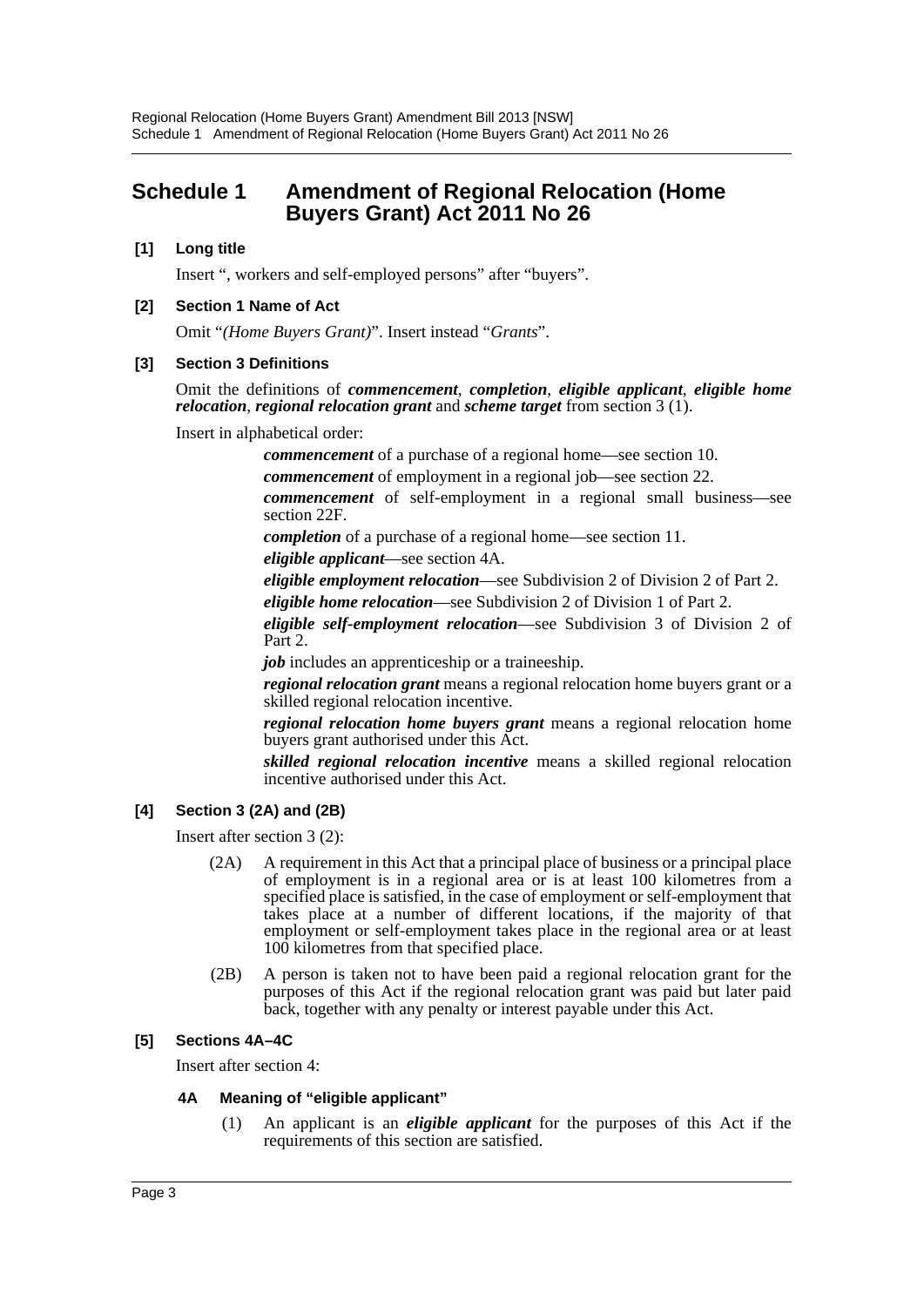# Schedule 1 Amendment of Regional Relocation (Home Buyers Grant) Act 2011 No 26

**[1] Long title**

Insert ", workers and self-employed persons" after "buyers".

**[2] Section 1 Name of Act**

Omit "*(Home Buyers Grant)*". Insert instead "*Grants*".

**[3] Section 3 Definitions**

Omit the definitions of ***commencement***, ***completion***, ***eligible applicant***, ***eligible home relocation***, ***regional relocation grant*** and ***scheme target*** from section 3 (1).

Insert in alphabetical order:

> ***commencement*** of a purchase of a regional home—see section 10.
>
> ***commencement*** of employment in a regional job—see section 22.
>
> ***commencement*** of self-employment in a regional small business—see section 22F.
>
> ***completion*** of a purchase of a regional home—see section 11.
>
> ***eligible applicant***—see section 4A.
>
> ***eligible employment relocation***—see Subdivision 2 of Division 2 of Part 2.
>
> ***eligible home relocation***—see Subdivision 2 of Division 1 of Part 2.
>
> ***eligible self-employment relocation***—see Subdivision 3 of Division 2 of Part 2.
>
> ***job*** includes an apprenticeship or a traineeship.
>
> ***regional relocation grant*** means a regional relocation home buyers grant or a skilled regional relocation incentive.
>
> ***regional relocation home buyers grant*** means a regional relocation home buyers grant authorised under this Act.
>
> ***skilled regional relocation incentive*** means a skilled regional relocation incentive authorised under this Act.

**[4] Section 3 (2A) and (2B)**

Insert after section 3 (2):

(2A) A requirement in this Act that a principal place of business or a principal place of employment is in a regional area or is at least 100 kilometres from a specified place is satisfied, in the case of employment or self-employment that takes place at a number of different locations, if the majority of that employment or self-employment takes place in the regional area or at least 100 kilometres from that specified place.

(2B) A person is taken not to have been paid a regional relocation grant for the purposes of this Act if the regional relocation grant was paid but later paid back, together with any penalty or interest payable under this Act.

**[5] Sections 4A–4C**

Insert after section 4:

**4A Meaning of "eligible applicant"**

(1) An applicant is an ***eligible applicant*** for the purposes of this Act if the requirements of this section are satisfied.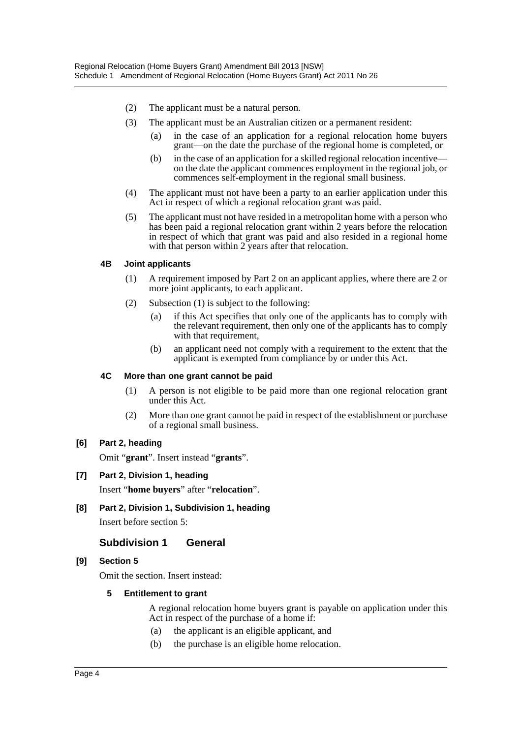(2) The applicant must be a natural person.

(3) The applicant must be an Australian citizen or a permanent resident:

(a) in the case of an application for a regional relocation home buyers grant—on the date the purchase of the regional home is completed, or

(b) in the case of an application for a skilled regional relocation incentive—on the date the applicant commences employment in the regional job, or commences self-employment in the regional small business.

(4) The applicant must not have been a party to an earlier application under this Act in respect of which a regional relocation grant was paid.

(5) The applicant must not have resided in a metropolitan home with a person who has been paid a regional relocation grant within 2 years before the relocation in respect of which that grant was paid and also resided in a regional home with that person within 2 years after that relocation.

#### 4B Joint applicants

(1) A requirement imposed by Part 2 on an applicant applies, where there are 2 or more joint applicants, to each applicant.

(2) Subsection (1) is subject to the following:

(a) if this Act specifies that only one of the applicants has to comply with the relevant requirement, then only one of the applicants has to comply with that requirement,

(b) an applicant need not comply with a requirement to the extent that the applicant is exempted from compliance by or under this Act.

#### 4C More than one grant cannot be paid

(1) A person is not eligible to be paid more than one regional relocation grant under this Act.

(2) More than one grant cannot be paid in respect of the establishment or purchase of a regional small business.

### [6] Part 2, heading

Omit "**grant**". Insert instead "**grants**".

### [7] Part 2, Division 1, heading

Insert "**home buyers**" after "**relocation**".

### [8] Part 2, Division 1, Subdivision 1, heading

Insert before section 5:

## Subdivision 1 General

### [9] Section 5

Omit the section. Insert instead:

#### 5 Entitlement to grant

A regional relocation home buyers grant is payable on application under this Act in respect of the purchase of a home if:

(a) the applicant is an eligible applicant, and

(b) the purchase is an eligible home relocation.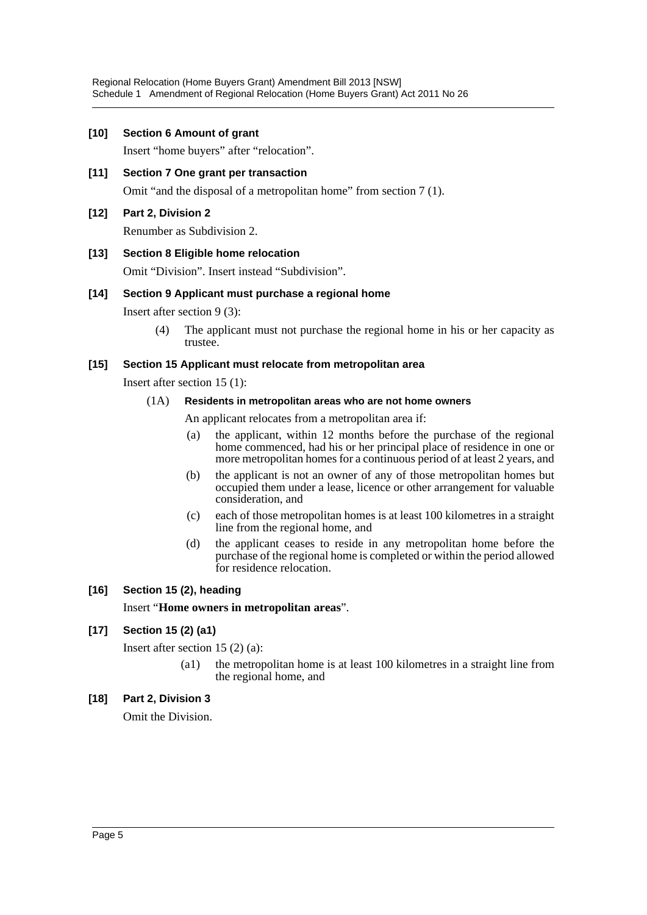**[10] Section 6 Amount of grant**

Insert "home buyers" after "relocation".

**[11] Section 7 One grant per transaction**

Omit "and the disposal of a metropolitan home" from section 7 (1).

**[12] Part 2, Division 2**

Renumber as Subdivision 2.

**[13] Section 8 Eligible home relocation**

Omit "Division". Insert instead "Subdivision".

**[14] Section 9 Applicant must purchase a regional home**

Insert after section 9 (3):

> (4) The applicant must not purchase the regional home in his or her capacity as trustee.

**[15] Section 15 Applicant must relocate from metropolitan area**

Insert after section 15 (1):

> (1A) **Residents in metropolitan areas who are not home owners**
>
> An applicant relocates from a metropolitan area if:
>
> (a) the applicant, within 12 months before the purchase of the regional home commenced, had his or her principal place of residence in one or more metropolitan homes for a continuous period of at least 2 years, and
>
> (b) the applicant is not an owner of any of those metropolitan homes but occupied them under a lease, licence or other arrangement for valuable consideration, and
>
> (c) each of those metropolitan homes is at least 100 kilometres in a straight line from the regional home, and
>
> (d) the applicant ceases to reside in any metropolitan home before the purchase of the regional home is completed or within the period allowed for residence relocation.

**[16] Section 15 (2), heading**

Insert "**Home owners in metropolitan areas**".

**[17] Section 15 (2) (a1)**

Insert after section 15 (2) (a):

> (a1) the metropolitan home is at least 100 kilometres in a straight line from the regional home, and

**[18] Part 2, Division 3**

Omit the Division.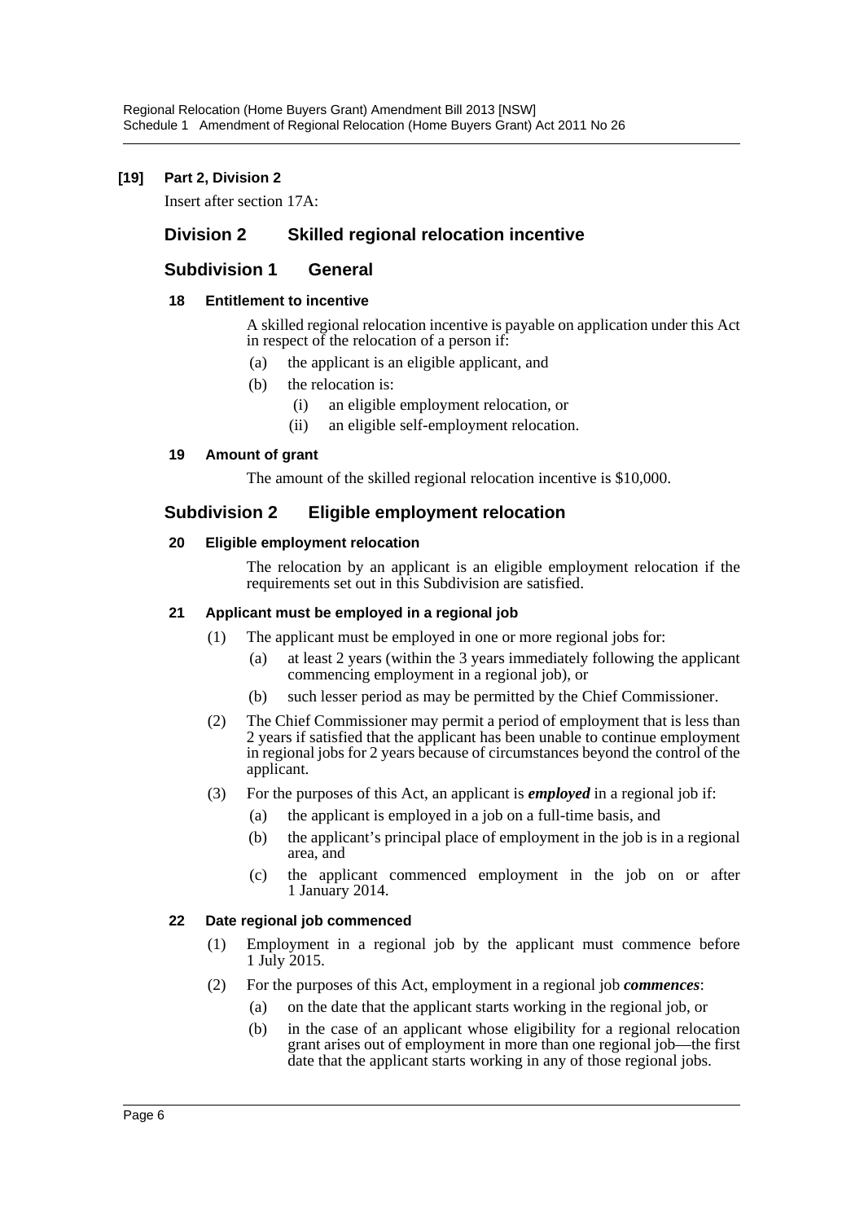**[19] Part 2, Division 2**

Insert after section 17A:

## Division 2 Skilled regional relocation incentive

### Subdivision 1 General

#### 18 Entitlement to incentive

A skilled regional relocation incentive is payable on application under this Act in respect of the relocation of a person if:

(a) the applicant is an eligible applicant, and

(b) the relocation is:

(i) an eligible employment relocation, or

(ii) an eligible self-employment relocation.

#### 19 Amount of grant

The amount of the skilled regional relocation incentive is $10,000.

### Subdivision 2 Eligible employment relocation

#### 20 Eligible employment relocation

The relocation by an applicant is an eligible employment relocation if the requirements set out in this Subdivision are satisfied.

#### 21 Applicant must be employed in a regional job

(1) The applicant must be employed in one or more regional jobs for:

(a) at least 2 years (within the 3 years immediately following the applicant commencing employment in a regional job), or

(b) such lesser period as may be permitted by the Chief Commissioner.

(2) The Chief Commissioner may permit a period of employment that is less than 2 years if satisfied that the applicant has been unable to continue employment in regional jobs for 2 years because of circumstances beyond the control of the applicant.

(3) For the purposes of this Act, an applicant is ***employed*** in a regional job if:

(a) the applicant is employed in a job on a full-time basis, and

(b) the applicant's principal place of employment in the job is in a regional area, and

(c) the applicant commenced employment in the job on or after 1 January 2014.

#### 22 Date regional job commenced

(1) Employment in a regional job by the applicant must commence before 1 July 2015.

(2) For the purposes of this Act, employment in a regional job ***commences***:

(a) on the date that the applicant starts working in the regional job, or

(b) in the case of an applicant whose eligibility for a regional relocation grant arises out of employment in more than one regional job—the first date that the applicant starts working in any of those regional jobs.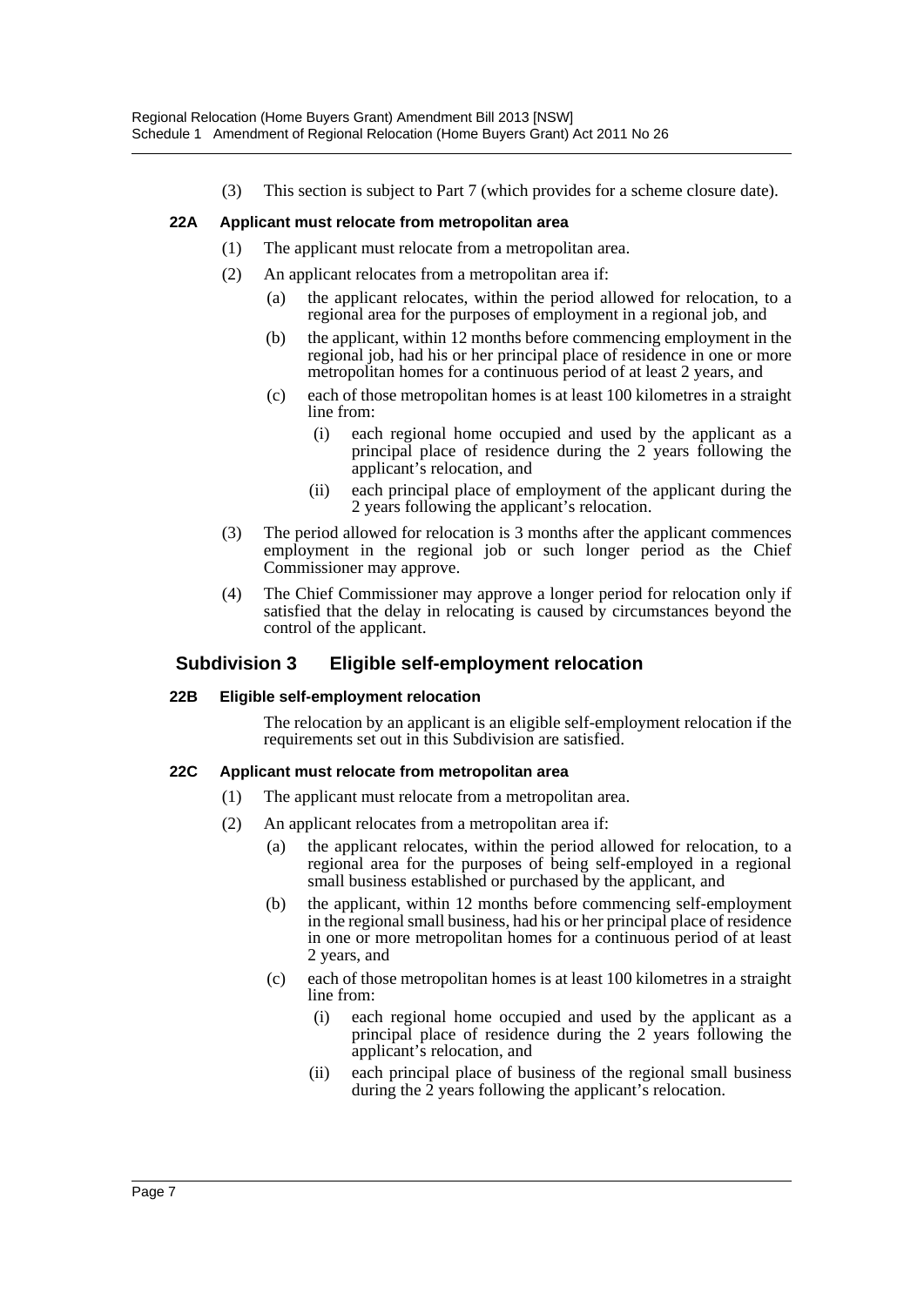(3) This section is subject to Part 7 (which provides for a scheme closure date).

#### 22A Applicant must relocate from metropolitan area

(1) The applicant must relocate from a metropolitan area.

(2) An applicant relocates from a metropolitan area if:

- (a) the applicant relocates, within the period allowed for relocation, to a regional area for the purposes of employment in a regional job, and
- (b) the applicant, within 12 months before commencing employment in the regional job, had his or her principal place of residence in one or more metropolitan homes for a continuous period of at least 2 years, and
- (c) each of those metropolitan homes is at least 100 kilometres in a straight line from:
  - (i) each regional home occupied and used by the applicant as a principal place of residence during the 2 years following the applicant's relocation, and
  - (ii) each principal place of employment of the applicant during the 2 years following the applicant's relocation.

(3) The period allowed for relocation is 3 months after the applicant commences employment in the regional job or such longer period as the Chief Commissioner may approve.

(4) The Chief Commissioner may approve a longer period for relocation only if satisfied that the delay in relocating is caused by circumstances beyond the control of the applicant.

### Subdivision 3 Eligible self-employment relocation

#### 22B Eligible self-employment relocation

The relocation by an applicant is an eligible self-employment relocation if the requirements set out in this Subdivision are satisfied.

#### 22C Applicant must relocate from metropolitan area

(1) The applicant must relocate from a metropolitan area.

(2) An applicant relocates from a metropolitan area if:

- (a) the applicant relocates, within the period allowed for relocation, to a regional area for the purposes of being self-employed in a regional small business established or purchased by the applicant, and
- (b) the applicant, within 12 months before commencing self-employment in the regional small business, had his or her principal place of residence in one or more metropolitan homes for a continuous period of at least 2 years, and
- (c) each of those metropolitan homes is at least 100 kilometres in a straight line from:
  - (i) each regional home occupied and used by the applicant as a principal place of residence during the 2 years following the applicant's relocation, and
  - (ii) each principal place of business of the regional small business during the 2 years following the applicant's relocation.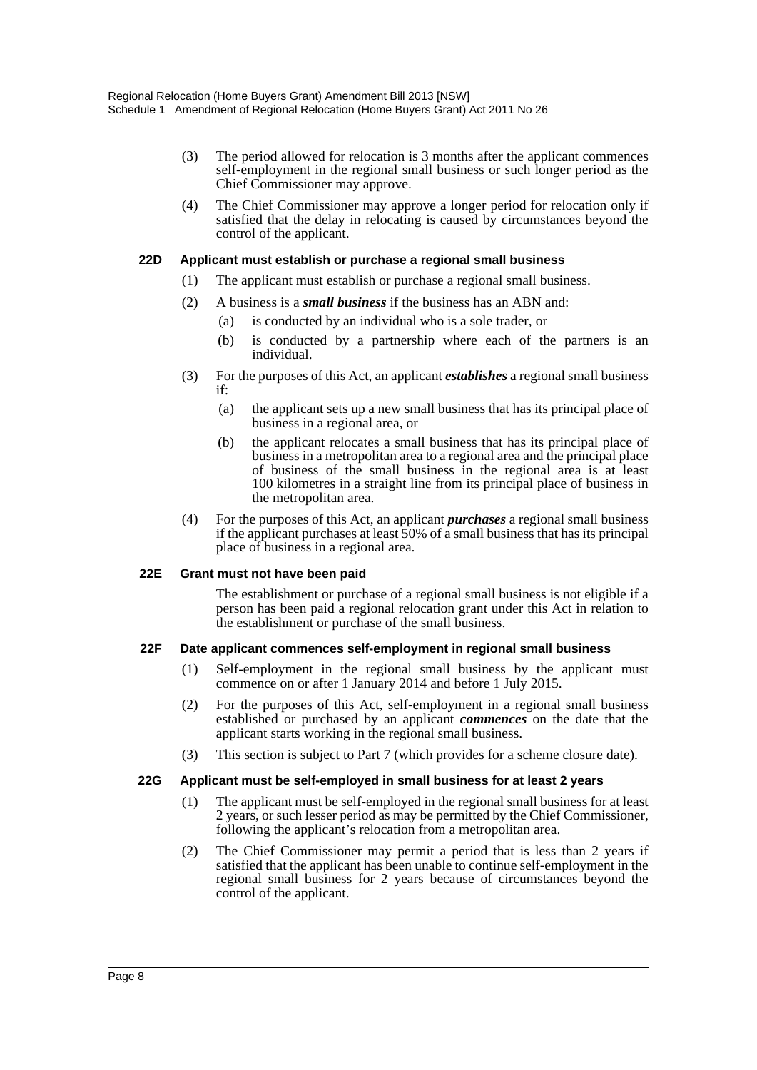(3) The period allowed for relocation is 3 months after the applicant commences self-employment in the regional small business or such longer period as the Chief Commissioner may approve.

(4) The Chief Commissioner may approve a longer period for relocation only if satisfied that the delay in relocating is caused by circumstances beyond the control of the applicant.

### 22D Applicant must establish or purchase a regional small business

(1) The applicant must establish or purchase a regional small business.

(2) A business is a ***small business*** if the business has an ABN and:

(a) is conducted by an individual who is a sole trader, or

(b) is conducted by a partnership where each of the partners is an individual.

(3) For the purposes of this Act, an applicant ***establishes*** a regional small business if:

(a) the applicant sets up a new small business that has its principal place of business in a regional area, or

(b) the applicant relocates a small business that has its principal place of business in a metropolitan area to a regional area and the principal place of business of the small business in the regional area is at least 100 kilometres in a straight line from its principal place of business in the metropolitan area.

(4) For the purposes of this Act, an applicant ***purchases*** a regional small business if the applicant purchases at least 50% of a small business that has its principal place of business in a regional area.

### 22E Grant must not have been paid

The establishment or purchase of a regional small business is not eligible if a person has been paid a regional relocation grant under this Act in relation to the establishment or purchase of the small business.

### 22F Date applicant commences self-employment in regional small business

(1) Self-employment in the regional small business by the applicant must commence on or after 1 January 2014 and before 1 July 2015.

(2) For the purposes of this Act, self-employment in a regional small business established or purchased by an applicant ***commences*** on the date that the applicant starts working in the regional small business.

(3) This section is subject to Part 7 (which provides for a scheme closure date).

### 22G Applicant must be self-employed in small business for at least 2 years

(1) The applicant must be self-employed in the regional small business for at least 2 years, or such lesser period as may be permitted by the Chief Commissioner, following the applicant's relocation from a metropolitan area.

(2) The Chief Commissioner may permit a period that is less than 2 years if satisfied that the applicant has been unable to continue self-employment in the regional small business for 2 years because of circumstances beyond the control of the applicant.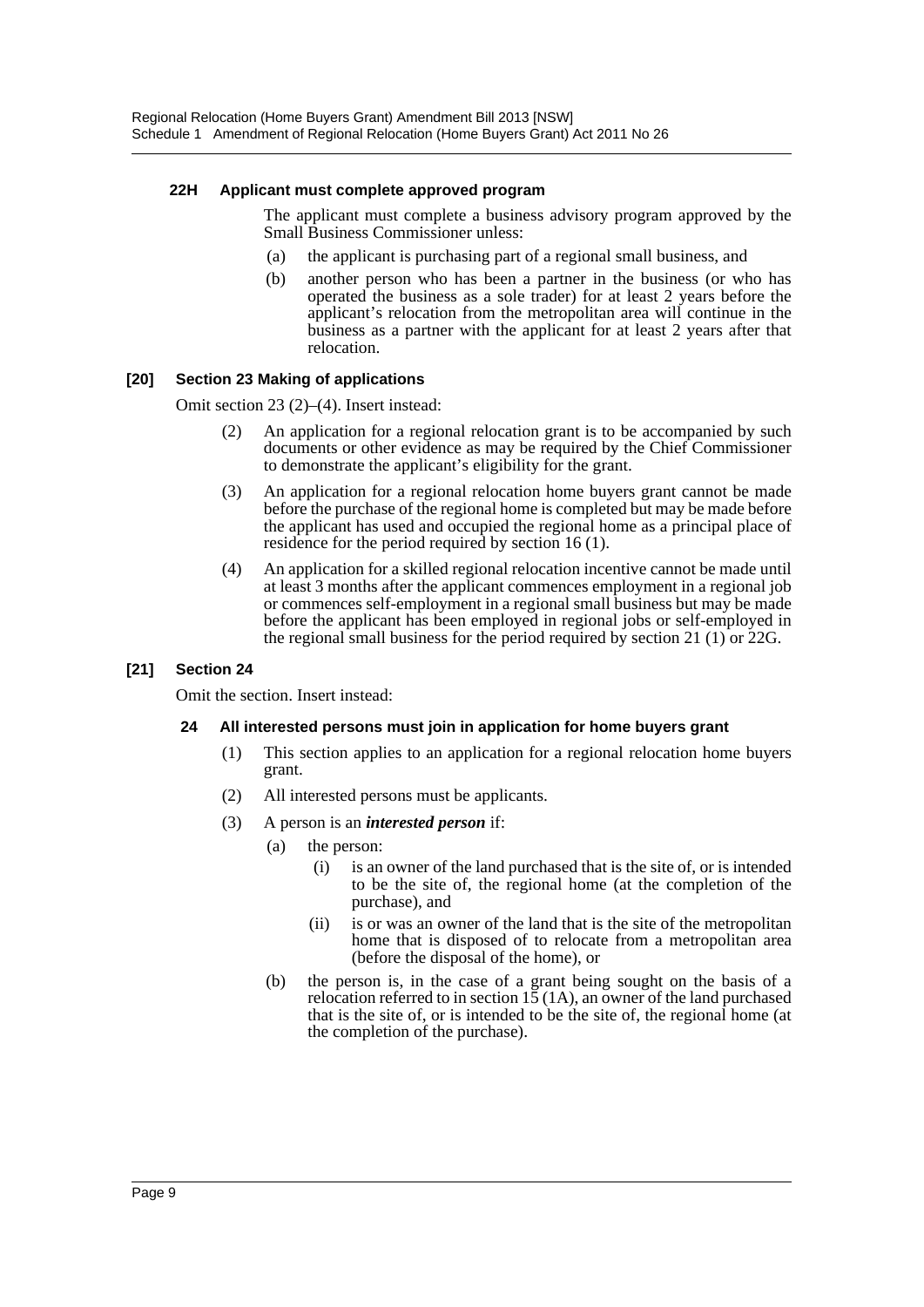#### 22H Applicant must complete approved program

The applicant must complete a business advisory program approved by the Small Business Commissioner unless:

(a) the applicant is purchasing part of a regional small business, and

(b) another person who has been a partner in the business (or who has operated the business as a sole trader) for at least 2 years before the applicant's relocation from the metropolitan area will continue in the business as a partner with the applicant for at least 2 years after that relocation.

### [20] Section 23 Making of applications

Omit section 23 (2)–(4). Insert instead:

(2) An application for a regional relocation grant is to be accompanied by such documents or other evidence as may be required by the Chief Commissioner to demonstrate the applicant's eligibility for the grant.

(3) An application for a regional relocation home buyers grant cannot be made before the purchase of the regional home is completed but may be made before the applicant has used and occupied the regional home as a principal place of residence for the period required by section 16 (1).

(4) An application for a skilled regional relocation incentive cannot be made until at least 3 months after the applicant commences employment in a regional job or commences self-employment in a regional small business but may be made before the applicant has been employed in regional jobs or self-employed in the regional small business for the period required by section 21 (1) or 22G.

### [21] Section 24

Omit the section. Insert instead:

#### 24 All interested persons must join in application for home buyers grant

(1) This section applies to an application for a regional relocation home buyers grant.

(2) All interested persons must be applicants.

(3) A person is an ***interested person*** if:

(a) the person:

(i) is an owner of the land purchased that is the site of, or is intended to be the site of, the regional home (at the completion of the purchase), and

(ii) is or was an owner of the land that is the site of the metropolitan home that is disposed of to relocate from a metropolitan area (before the disposal of the home), or

(b) the person is, in the case of a grant being sought on the basis of a relocation referred to in section 15 (1A), an owner of the land purchased that is the site of, or is intended to be the site of, the regional home (at the completion of the purchase).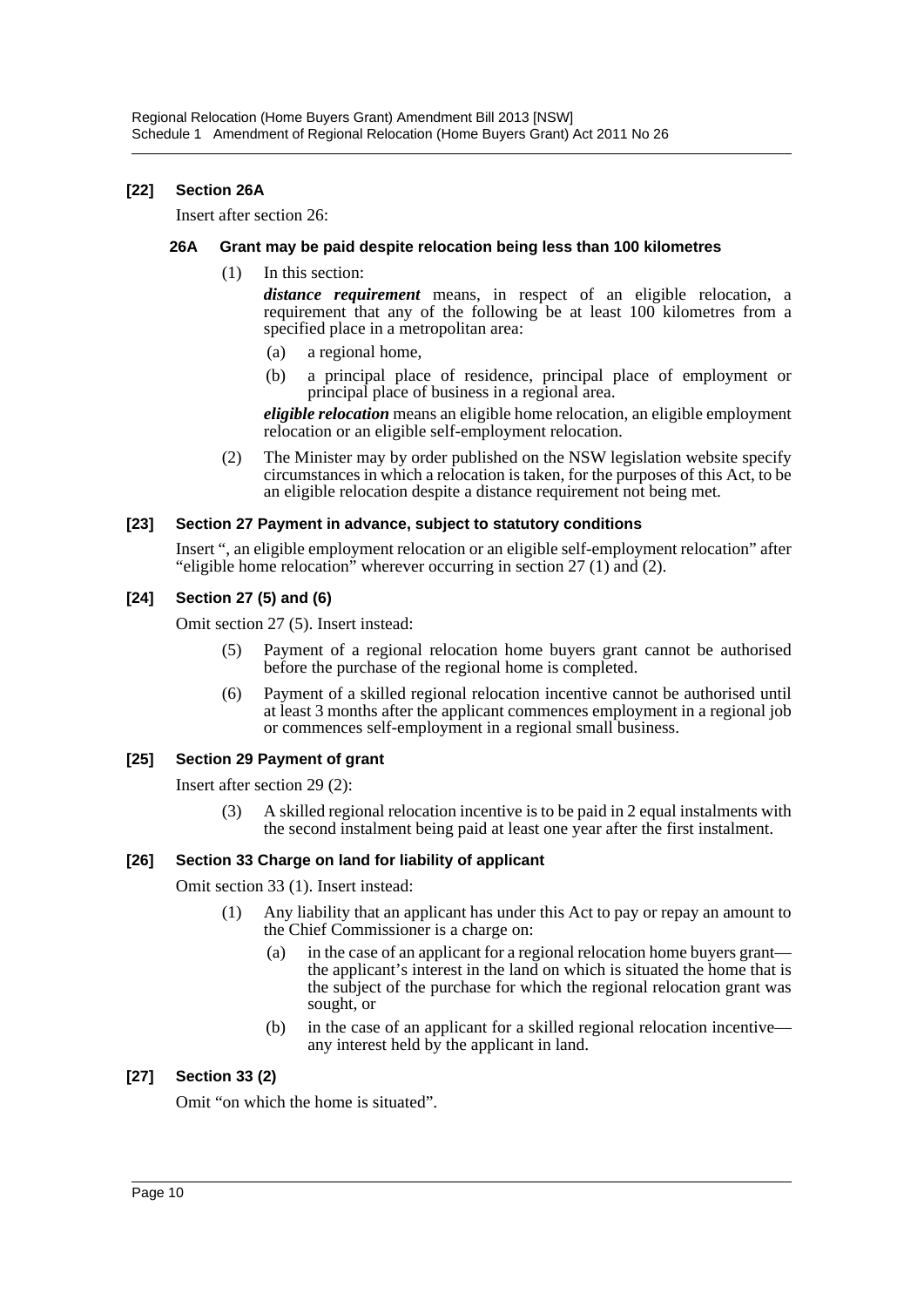**[22] Section 26A**

Insert after section 26:

**26A Grant may be paid despite relocation being less than 100 kilometres**

(1) In this section:

***distance requirement*** means, in respect of an eligible relocation, a requirement that any of the following be at least 100 kilometres from a specified place in a metropolitan area:

(a) a regional home,

(b) a principal place of residence, principal place of employment or principal place of business in a regional area.

***eligible relocation*** means an eligible home relocation, an eligible employment relocation or an eligible self-employment relocation.

(2) The Minister may by order published on the NSW legislation website specify circumstances in which a relocation is taken, for the purposes of this Act, to be an eligible relocation despite a distance requirement not being met.

**[23] Section 27 Payment in advance, subject to statutory conditions**

Insert ", an eligible employment relocation or an eligible self-employment relocation" after "eligible home relocation" wherever occurring in section 27 (1) and (2).

**[24] Section 27 (5) and (6)**

Omit section 27 (5). Insert instead:

(5) Payment of a regional relocation home buyers grant cannot be authorised before the purchase of the regional home is completed.

(6) Payment of a skilled regional relocation incentive cannot be authorised until at least 3 months after the applicant commences employment in a regional job or commences self-employment in a regional small business.

**[25] Section 29 Payment of grant**

Insert after section 29 (2):

(3) A skilled regional relocation incentive is to be paid in 2 equal instalments with the second instalment being paid at least one year after the first instalment.

**[26] Section 33 Charge on land for liability of applicant**

Omit section 33 (1). Insert instead:

(1) Any liability that an applicant has under this Act to pay or repay an amount to the Chief Commissioner is a charge on:

(a) in the case of an applicant for a regional relocation home buyers grant—the applicant's interest in the land on which is situated the home that is the subject of the purchase for which the regional relocation grant was sought, or

(b) in the case of an applicant for a skilled regional relocation incentive—any interest held by the applicant in land.

**[27] Section 33 (2)**

Omit "on which the home is situated".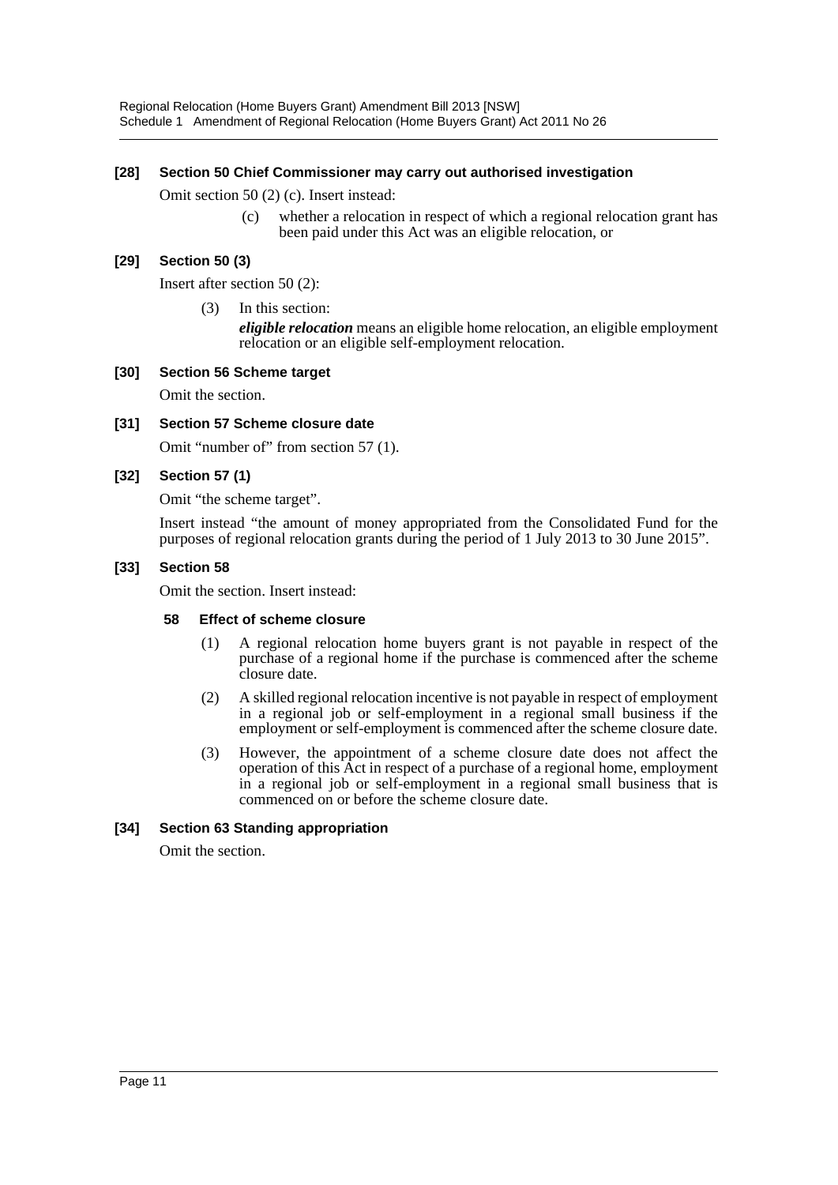#### [28] Section 50 Chief Commissioner may carry out authorised investigation

Omit section 50 (2) (c). Insert instead:

> (c) whether a relocation in respect of which a regional relocation grant has been paid under this Act was an eligible relocation, or

#### [29] Section 50 (3)

Insert after section 50 (2):

> (3) In this section:
>
> ***eligible relocation*** means an eligible home relocation, an eligible employment relocation or an eligible self-employment relocation.

#### [30] Section 56 Scheme target

Omit the section.

#### [31] Section 57 Scheme closure date

Omit "number of" from section 57 (1).

#### [32] Section 57 (1)

Omit "the scheme target".

Insert instead "the amount of money appropriated from the Consolidated Fund for the purposes of regional relocation grants during the period of 1 July 2013 to 30 June 2015".

#### [33] Section 58

Omit the section. Insert instead:

> **58 Effect of scheme closure**
>
> (1) A regional relocation home buyers grant is not payable in respect of the purchase of a regional home if the purchase is commenced after the scheme closure date.
>
> (2) A skilled regional relocation incentive is not payable in respect of employment in a regional job or self-employment in a regional small business if the employment or self-employment is commenced after the scheme closure date.
>
> (3) However, the appointment of a scheme closure date does not affect the operation of this Act in respect of a purchase of a regional home, employment in a regional job or self-employment in a regional small business that is commenced on or before the scheme closure date.

#### [34] Section 63 Standing appropriation

Omit the section.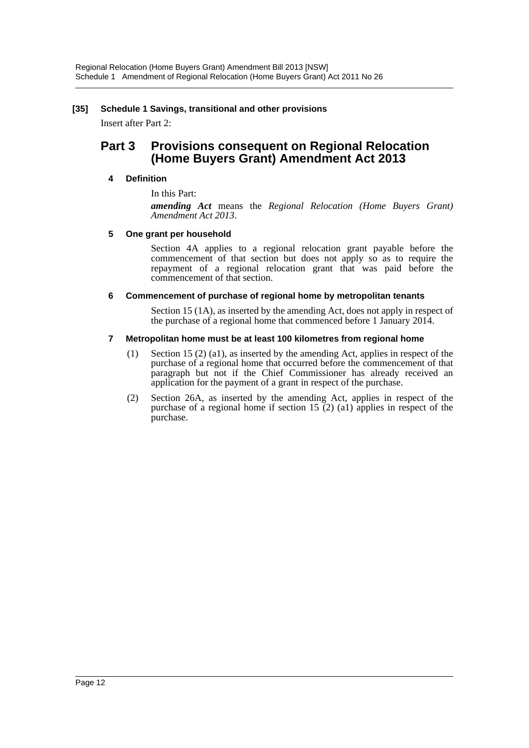**[35] Schedule 1 Savings, transitional and other provisions**

Insert after Part 2:

## Part 3 Provisions consequent on Regional Relocation (Home Buyers Grant) Amendment Act 2013

### 4 Definition

In this Part:

***amending Act*** means the *Regional Relocation (Home Buyers Grant) Amendment Act 2013*.

### 5 One grant per household

Section 4A applies to a regional relocation grant payable before the commencement of that section but does not apply so as to require the repayment of a regional relocation grant that was paid before the commencement of that section.

### 6 Commencement of purchase of regional home by metropolitan tenants

Section 15 (1A), as inserted by the amending Act, does not apply in respect of the purchase of a regional home that commenced before 1 January 2014.

### 7 Metropolitan home must be at least 100 kilometres from regional home

(1) Section 15 (2) (a1), as inserted by the amending Act, applies in respect of the purchase of a regional home that occurred before the commencement of that paragraph but not if the Chief Commissioner has already received an application for the payment of a grant in respect of the purchase.

(2) Section 26A, as inserted by the amending Act, applies in respect of the purchase of a regional home if section 15 (2) (a1) applies in respect of the purchase.